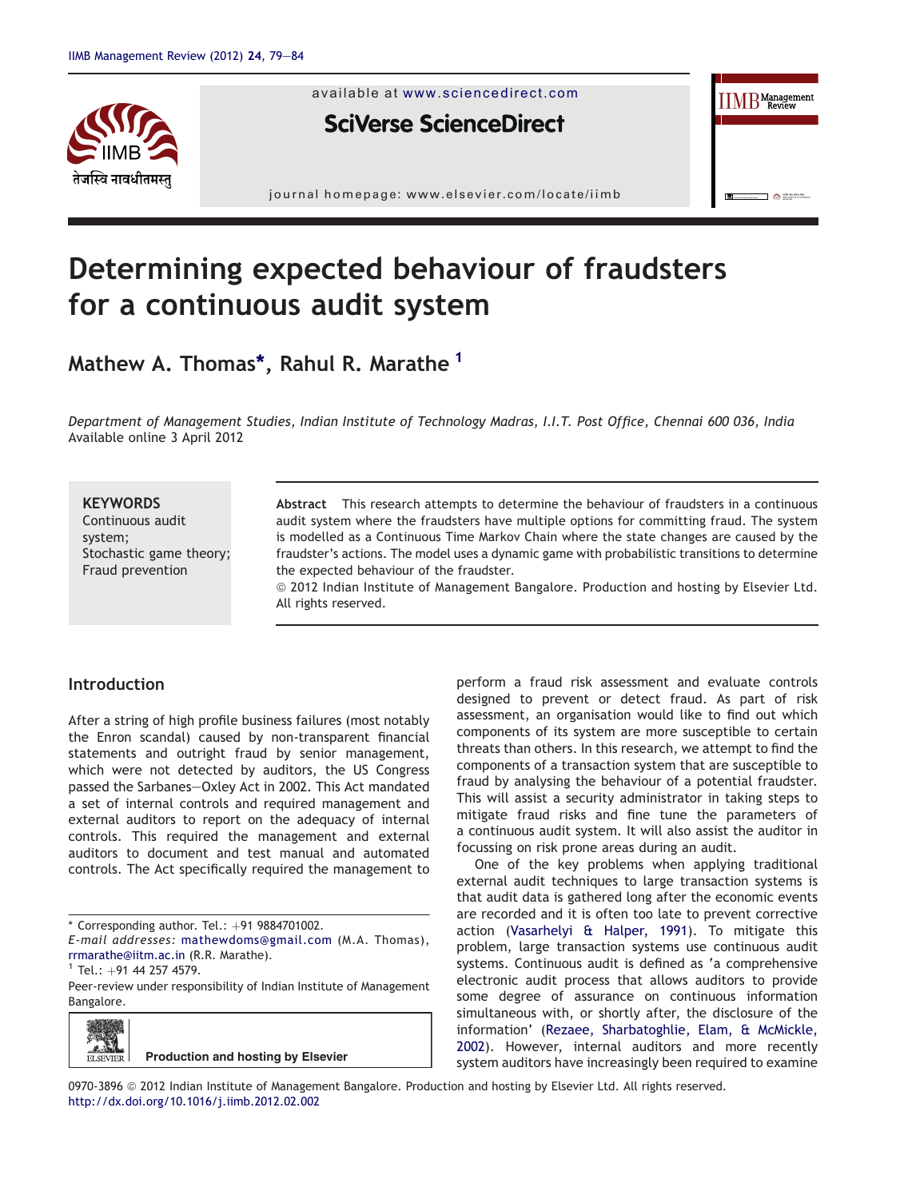# Determining expected behaviour of fraudsters for a continuous audit system

**Mathew A. Thomas*, Rahul R. Marathe [1]**

*Department of Management Studies, Indian Institute of Technology Madras, I.I.T. Post Office, Chennai 600 036, India*
Available online 3 April 2012

**KEYWORDS**
Continuous audit system;
Stochastic game theory;
Fraud prevention

**Abstract** This research attempts to determine the behaviour of fraudsters in a continuous audit system where the fraudsters have multiple options for committing fraud. The system is modelled as a Continuous Time Markov Chain where the state changes are caused by the fraudster's actions. The model uses a dynamic game with probabilistic transitions to determine the expected behaviour of the fraudster.

© 2012 Indian Institute of Management Bangalore. Production and hosting by Elsevier Ltd. All rights reserved.

## Introduction

After a string of high profile business failures (most notably the Enron scandal) caused by non-transparent financial statements and outright fraud by senior management, which were not detected by auditors, the US Congress passed the Sarbanes–Oxley Act in 2002. This Act mandated a set of internal controls and required management and external auditors to report on the adequacy of internal controls. This required the management and external auditors to document and test manual and automated controls. The Act specifically required the management to perform a fraud risk assessment and evaluate controls designed to prevent or detect fraud. As part of risk assessment, an organisation would like to find out which components of its system are more susceptible to certain threats than others. In this research, we attempt to find the components of a transaction system that are susceptible to fraud by analysing the behaviour of a potential fraudster. This will assist a security administrator in taking steps to mitigate fraud risks and fine tune the parameters of a continuous audit system. It will also assist the auditor in focussing on risk prone areas during an audit.

One of the key problems when applying traditional external audit techniques to large transaction systems is that audit data is gathered long after the economic events are recorded and it is often too late to prevent corrective action (Vasarhelyi & Halper, 1991). To mitigate this problem, large transaction systems use continuous audit systems. Continuous audit is defined as 'a comprehensive electronic audit process that allows auditors to provide some degree of assurance on continuous information simultaneous with, or shortly after, the disclosure of the information' (Rezaee, Sharbatoghlie, Elam, & McMickle, 2002). However, internal auditors and more recently system auditors have increasingly been required to examine

---

\* Corresponding author. Tel.: +91 9884701002.
*E-mail addresses:* mathewdoms@gmail.com (M.A. Thomas), rrmarathe@iitm.ac.in (R.R. Marathe).
[1] Tel.: +91 44 257 4579.
Peer-review under responsibility of Indian Institute of Management Bangalore.

Production and hosting by Elsevier

0970-3896 © 2012 Indian Institute of Management Bangalore. Production and hosting by Elsevier Ltd. All rights reserved.
http://dx.doi.org/10.1016/j.iimb.2012.02.002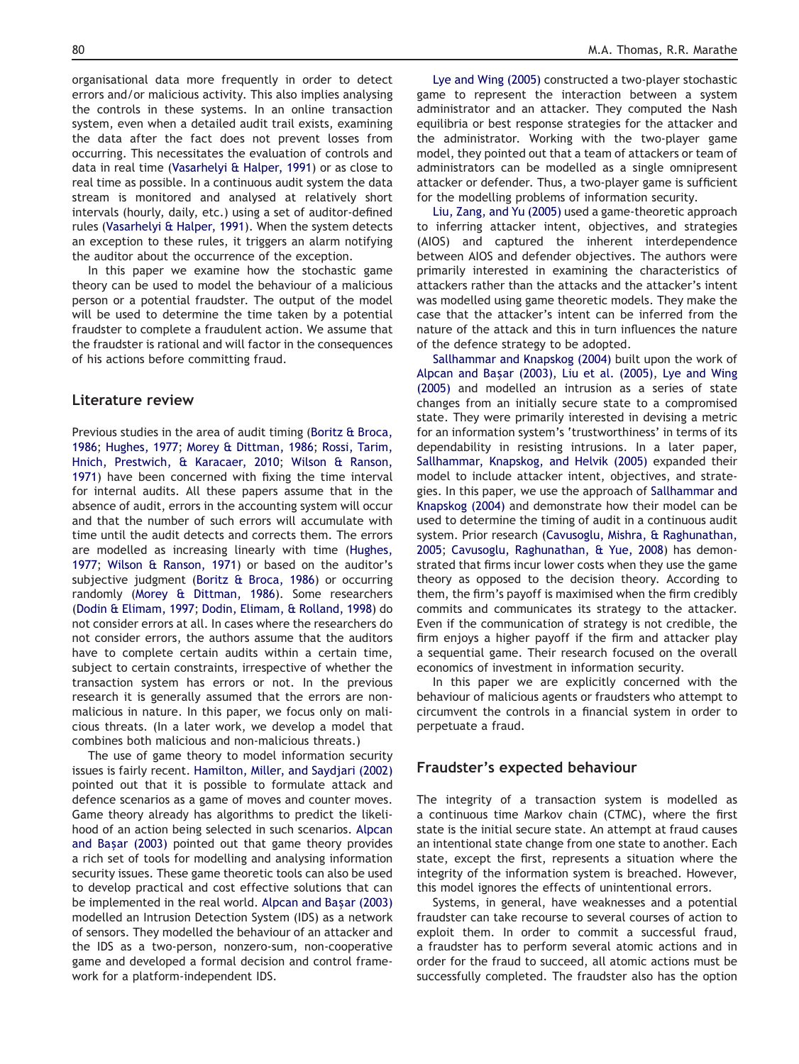organisational data more frequently in order to detect errors and/or malicious activity. This also implies analysing the controls in these systems. In an online transaction system, even when a detailed audit trail exists, examining the data after the fact does not prevent losses from occurring. This necessitates the evaluation of controls and data in real time (Vasarhelyi & Halper, 1991) or as close to real time as possible. In a continuous audit system the data stream is monitored and analysed at relatively short intervals (hourly, daily, etc.) using a set of auditor-defined rules (Vasarhelyi & Halper, 1991). When the system detects an exception to these rules, it triggers an alarm notifying the auditor about the occurrence of the exception.

In this paper we examine how the stochastic game theory can be used to model the behaviour of a malicious person or a potential fraudster. The output of the model will be used to determine the time taken by a potential fraudster to complete a fraudulent action. We assume that the fraudster is rational and will factor in the consequences of his actions before committing fraud.

## Literature review

Previous studies in the area of audit timing (Boritz & Broca, 1986; Hughes, 1977; Morey & Dittman, 1986; Rossi, Tarim, Hnich, Prestwich, & Karacaer, 2010; Wilson & Ranson, 1971) have been concerned with fixing the time interval for internal audits. All these papers assume that in the absence of audit, errors in the accounting system will occur and that the number of such errors will accumulate with time until the audit detects and corrects them. The errors are modelled as increasing linearly with time (Hughes, 1977; Wilson & Ranson, 1971) or based on the auditor's subjective judgment (Boritz & Broca, 1986) or occurring randomly (Morey & Dittman, 1986). Some researchers (Dodin & Elimam, 1997; Dodin, Elimam, & Rolland, 1998) do not consider errors at all. In cases where the researchers do not consider errors, the authors assume that the auditors have to complete certain audits within a certain time, subject to certain constraints, irrespective of whether the transaction system has errors or not. In the previous research it is generally assumed that the errors are non-malicious in nature. In this paper, we focus only on malicious threats. (In a later work, we develop a model that combines both malicious and non-malicious threats.)

The use of game theory to model information security issues is fairly recent. Hamilton, Miller, and Saydjari (2002) pointed out that it is possible to formulate attack and defence scenarios as a game of moves and counter moves. Game theory already has algorithms to predict the likelihood of an action being selected in such scenarios. Alpcan and Başar (2003) pointed out that game theory provides a rich set of tools for modelling and analysing information security issues. These game theoretic tools can also be used to develop practical and cost effective solutions that can be implemented in the real world. Alpcan and Başar (2003) modelled an Intrusion Detection System (IDS) as a network of sensors. They modelled the behaviour of an attacker and the IDS as a two-person, nonzero-sum, non-cooperative game and developed a formal decision and control framework for a platform-independent IDS.

Lye and Wing (2005) constructed a two-player stochastic game to represent the interaction between a system administrator and an attacker. They computed the Nash equilibria or best response strategies for the attacker and the administrator. Working with the two-player game model, they pointed out that a team of attackers or team of administrators can be modelled as a single omnipresent attacker or defender. Thus, a two-player game is sufficient for the modelling problems of information security.

Liu, Zang, and Yu (2005) used a game-theoretic approach to inferring attacker intent, objectives, and strategies (AIOS) and captured the inherent interdependence between AIOS and defender objectives. The authors were primarily interested in examining the characteristics of attackers rather than the attacks and the attacker's intent was modelled using game theoretic models. They make the case that the attacker's intent can be inferred from the nature of the attack and this in turn influences the nature of the defence strategy to be adopted.

Sallhammar and Knapskog (2004) built upon the work of Alpcan and Başar (2003), Liu et al. (2005), Lye and Wing (2005) and modelled an intrusion as a series of state changes from an initially secure state to a compromised state. They were primarily interested in devising a metric for an information system's 'trustworthiness' in terms of its dependability in resisting intrusions. In a later paper, Sallhammar, Knapskog, and Helvik (2005) expanded their model to include attacker intent, objectives, and strategies. In this paper, we use the approach of Sallhammar and Knapskog (2004) and demonstrate how their model can be used to determine the timing of audit in a continuous audit system. Prior research (Cavusoglu, Mishra, & Raghunathan, 2005; Cavusoglu, Raghunathan, & Yue, 2008) has demonstrated that firms incur lower costs when they use the game theory as opposed to the decision theory. According to them, the firm's payoff is maximised when the firm credibly commits and communicates its strategy to the attacker. Even if the communication of strategy is not credible, the firm enjoys a higher payoff if the firm and attacker play a sequential game. Their research focused on the overall economics of investment in information security.

In this paper we are explicitly concerned with the behaviour of malicious agents or fraudsters who attempt to circumvent the controls in a financial system in order to perpetuate a fraud.

## Fraudster's expected behaviour

The integrity of a transaction system is modelled as a continuous time Markov chain (CTMC), where the first state is the initial secure state. An attempt at fraud causes an intentional state change from one state to another. Each state, except the first, represents a situation where the integrity of the information system is breached. However, this model ignores the effects of unintentional errors.

Systems, in general, have weaknesses and a potential fraudster can take recourse to several courses of action to exploit them. In order to commit a successful fraud, a fraudster has to perform several atomic actions and in order for the fraud to succeed, all atomic actions must be successfully completed. The fraudster also has the option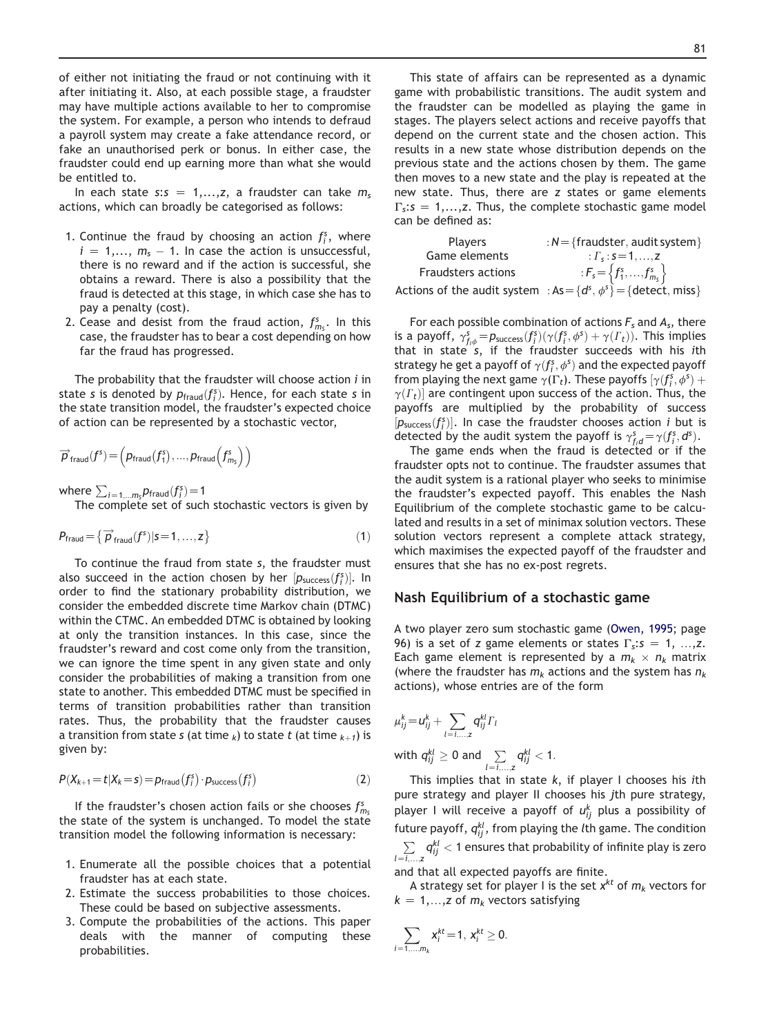of either not initiating the fraud or not continuing with it after initiating it. Also, at each possible stage, a fraudster may have multiple actions available to her to compromise the system. For example, a person who intends to defraud a payroll system may create a fake attendance record, or fake an unauthorised perk or bonus. In either case, the fraudster could end up earning more than what she would be entitled to.

In each state $s$:$s = 1,\ldots,z$, a fraudster can take $m_s$ actions, which can broadly be categorised as follows:

1. Continue the fraud by choosing an action $f_i^s$, where $i = 1,\ldots, m_s - 1$. In case the action is unsuccessful, there is no reward and if the action is successful, she obtains a reward. There is also a possibility that the fraud is detected at this stage, in which case she has to pay a penalty (cost).
2. Cease and desist from the fraud action, $f_{m_s}^s$. In this case, the fraudster has to bear a cost depending on how far the fraud has progressed.

The probability that the fraudster will choose action $i$ in state $s$ is denoted by $p_{\text{fraud}}(f_i^s)$. Hence, for each state $s$ in the state transition model, the fraudster's expected choice of action can be represented by a stochastic vector,

$$\overrightarrow{p}_{\text{fraud}}(f^s) = \left(p_{\text{fraud}}(f_1^s), \ldots, p_{\text{fraud}}\left(f_{m_s}^s\right)\right)$$

where $\sum_{i=1,\ldots m_s} p_{\text{fraud}}(f_i^s) = 1$

The complete set of such stochastic vectors is given by

$$P_{\text{fraud}} = \{\overrightarrow{p}_{\text{fraud}}(f^s) | s = 1, \ldots, z\} \tag{1}$$

To continue the fraud from state $s$, the fraudster must also succeed in the action chosen by her $[p_{\text{success}}(f_i^s)]$. In order to find the stationary probability distribution, we consider the embedded discrete time Markov chain (DTMC) within the CTMC. An embedded DTMC is obtained by looking at only the transition instances. In this case, since the fraudster's reward and cost come only from the transition, we can ignore the time spent in any given state and only consider the probabilities of making a transition from one state to another. This embedded DTMC must be specified in terms of transition probabilities rather than transition rates. Thus, the probability that the fraudster causes a transition from state $s$ (at time $_k$) to state $t$ (at time $_{k+1}$) is given by:

$$P(X_{k+1} = t | X_k = s) = p_{\text{fraud}}(f_i^s) \cdot p_{\text{success}}(f_i^s) \tag{2}$$

If the fraudster's chosen action fails or she chooses $f_{m_s}^s$ the state of the system is unchanged. To model the state transition model the following information is necessary:

1. Enumerate all the possible choices that a potential fraudster has at each state.
2. Estimate the success probabilities to those choices. These could be based on subjective assessments.
3. Compute the probabilities of the actions. This paper deals with the manner of computing these probabilities.

This state of affairs can be represented as a dynamic game with probabilistic transitions. The audit system and the fraudster can be modelled as playing the game in stages. The players select actions and receive payoffs that depend on the current state and the chosen action. This results in a new state whose distribution depends on the previous state and the actions chosen by them. The game then moves to a new state and the play is repeated at the new state. Thus, there are $z$ states or game elements $\Gamma_s$:$s = 1,\ldots,z$. Thus, the complete stochastic game model can be defined as:

| | |
|---|---|
| Players | $: N = \{\text{fraudster, audit system}\}$ |
| Game elements | $: \Gamma_s : s = 1, \ldots, z$ |
| Fraudsters actions | $: F_s = \left\{f_1^s, \ldots, f_{m_s}^s\right\}$ |
| Actions of the audit system | $: \text{As} = \{d^s, \phi^s\} = \{\text{detect, miss}\}$ |

For each possible combination of actions $F_s$ and $A_s$, there is a payoff, $\gamma_{f_i\phi}^s = p_{\text{success}}(f_i^s)(\gamma(f_i^s, \phi^s) + \gamma(\Gamma_t))$. This implies that in state $s$, if the fraudster succeeds with his $i$th strategy he get a payoff of $\gamma(f_i^s, \phi^s)$ and the expected payoff from playing the next game $\gamma(\Gamma_t)$. These payoffs $[\gamma(f_i^s, \phi^s) + \gamma(\Gamma_t)]$ are contingent upon success of the action. Thus, the payoffs are multiplied by the probability of success $[p_{\text{success}}(f_i^s)]$. In case the fraudster chooses action $i$ but is detected by the audit system the payoff is $\gamma_{f_i d}^s = \gamma(f_i^s, d^s)$.

The game ends when the fraud is detected or if the fraudster opts not to continue. The fraudster assumes that the audit system is a rational player who seeks to minimise the fraudster's expected payoff. This enables the Nash Equilibrium of the complete stochastic game to be calculated and results in a set of minimax solution vectors. These solution vectors represent a complete attack strategy, which maximises the expected payoff of the fraudster and ensures that she has no ex-post regrets.

## Nash Equilibrium of a stochastic game

A two player zero sum stochastic game (Owen, 1995; page 96) is a set of $z$ game elements or states $\Gamma_s$:$s = 1, \ldots,z$. Each game element is represented by a $m_k \times n_k$ matrix (where the fraudster has $m_k$ actions and the system has $n_k$ actions), whose entries are of the form

$$\mu_{ij}^k = u_{ij}^k + \sum_{l=i,\ldots,z} q_{ij}^{kl} \Gamma_l$$

with $q_{ij}^{kl} \geq 0$ and $\sum_{l=i,\ldots,z} q_{ij}^{kl} < 1$.

This implies that in state $k$, if player I chooses his $i$th pure strategy and player II chooses his $j$th pure strategy, player I will receive a payoff of $u_{ij}^k$ plus a possibility of future payoff, $q_{ij}^{kl}$, from playing the $l$th game. The condition $\sum_{l=i,\ldots,z} q_{ij}^{kl} < 1$ ensures that probability of infinite play is zero and that all expected payoffs are finite.

A strategy set for player I is the set $x^{kt}$ of $m_k$ vectors for $k = 1,\ldots,z$ of $m_k$ vectors satisfying

$$\sum_{i=1,\ldots,m_k} x_i^{kt} = 1, \; x_i^{kt} \geq 0.$$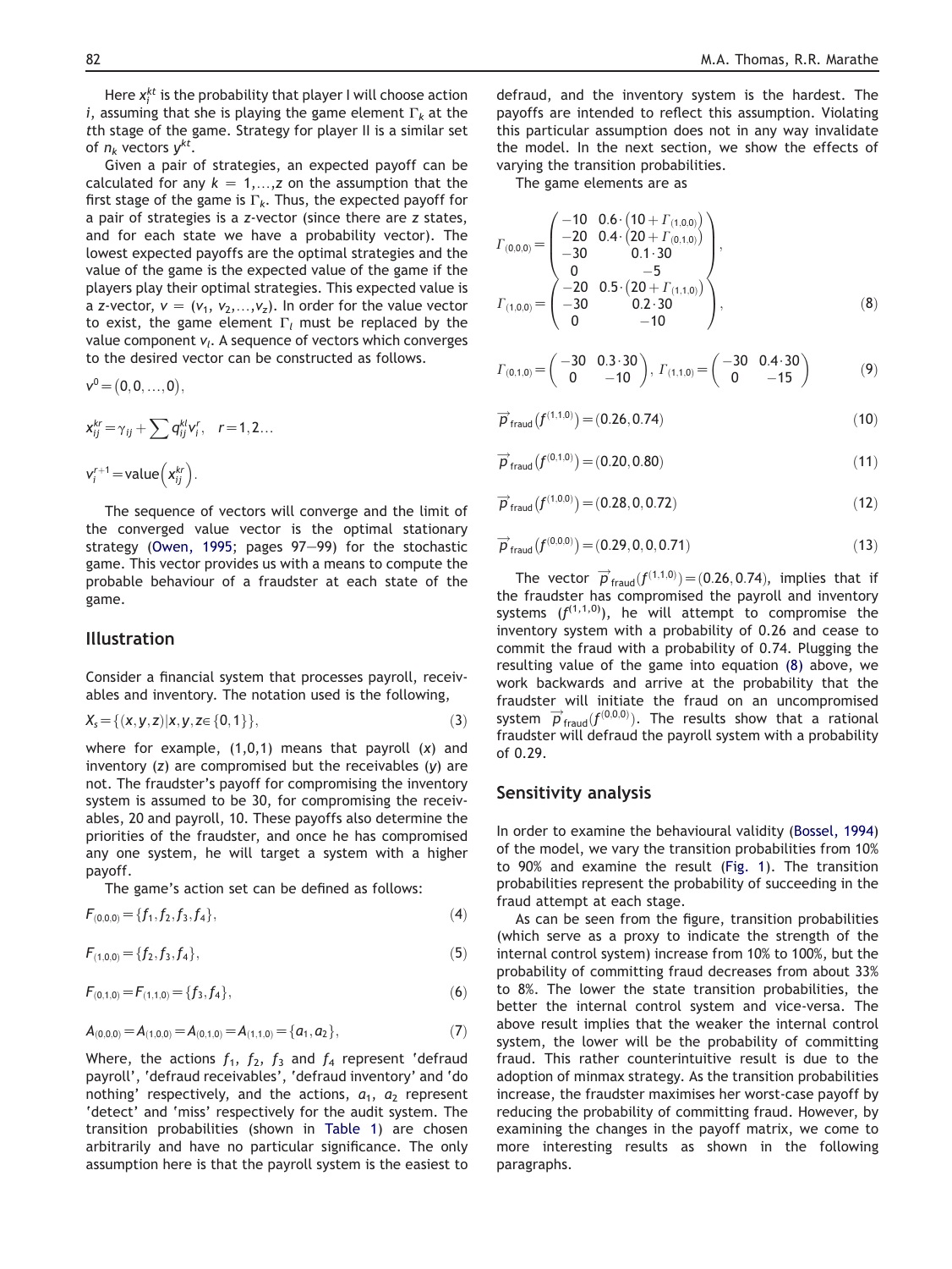Here $x_i^{kt}$ is the probability that player I will choose action $i$, assuming that she is playing the game element $\Gamma_k$ at the $t$th stage of the game. Strategy for player II is a similar set of $n_k$ vectors $y^{kt}$.

Given a pair of strategies, an expected payoff can be calculated for any $k = 1,\ldots,z$ on the assumption that the first stage of the game is $\Gamma_k$. Thus, the expected payoff for a pair of strategies is a $z$-vector (since there are $z$ states, and for each state we have a probability vector). The lowest expected payoffs are the optimal strategies and the value of the game is the expected value of the game if the players play their optimal strategies. This expected value is a $z$-vector, $v = (v_1, v_2,\ldots,v_z)$. In order for the value vector to exist, the game element $\Gamma_l$ must be replaced by the value component $v_l$. A sequence of vectors which converges to the desired vector can be constructed as follows.

$$v^0 = (0, 0, \ldots, 0),$$

$$x_{ij}^{kr} = \gamma_{ij} + \sum q_{ij}^{kl} v_i^r, \quad r = 1, 2\ldots$$

$$v_i^{r+1} = \text{value}\left(x_{ij}^{kr}\right).$$

The sequence of vectors will converge and the limit of the converged value vector is the optimal stationary strategy (Owen, 1995; pages 97—99) for the stochastic game. This vector provides us with a means to compute the probable behaviour of a fraudster at each state of the game.

## Illustration

Consider a financial system that processes payroll, receivables and inventory. The notation used is the following,

$$X_s = \{(x, y, z) | x, y, z \in \{0, 1\}\}, \tag{3}$$

where for example, (1,0,1) means that payroll ($x$) and inventory ($z$) are compromised but the receivables ($y$) are not. The fraudster's payoff for compromising the inventory system is assumed to be 30, for compromising the receivables, 20 and payroll, 10. These payoffs also determine the priorities of the fraudster, and once he has compromised any one system, he will target a system with a higher payoff.

The game's action set can be defined as follows:

$$F_{(0,0,0)} = \{f_1, f_2, f_3, f_4\}, \tag{4}$$

$$F_{(1,0,0)} = \{f_2, f_3, f_4\}, \tag{5}$$

$$F_{(0,1,0)} = F_{(1,1,0)} = \{f_3, f_4\}, \tag{6}$$

$$A_{(0,0,0)} = A_{(1,0,0)} = A_{(0,1,0)} = A_{(1,1,0)} = \{a_1, a_2\}, \tag{7}$$

Where, the actions $f_1$, $f_2$, $f_3$ and $f_4$ represent 'defraud payroll', 'defraud receivables', 'defraud inventory' and 'do nothing' respectively, and the actions, $a_1$, $a_2$ represent 'detect' and 'miss' respectively for the audit system. The transition probabilities (shown in Table 1) are chosen arbitrarily and have no particular significance. The only assumption here is that the payroll system is the easiest to defraud, and the inventory system is the hardest. The payoffs are intended to reflect this assumption. Violating this particular assumption does not in any way invalidate the model. In the next section, we show the effects of varying the transition probabilities.

The game elements are as

$$\Gamma_{(0,0,0)} = \begin{pmatrix} -10 & 0.6\cdot\left(10 + \Gamma_{(1,0,0)}\right) \\ -20 & 0.4\cdot\left(20 + \Gamma_{(0,1,0)}\right) \\ -30 & 0.1\cdot 30 \\ 0 & -5 \end{pmatrix},$$
$$\Gamma_{(1,0,0)} = \begin{pmatrix} -20 & 0.5\cdot\left(20 + \Gamma_{(1,1,0)}\right) \\ -30 & 0.2\cdot 30 \\ 0 & -10 \end{pmatrix}, \tag{8}$$

$$\Gamma_{(0,1,0)} = \begin{pmatrix} -30 & 0.3\cdot 30 \\ 0 & -10 \end{pmatrix},\ \Gamma_{(1,1,0)} = \begin{pmatrix} -30 & 0.4\cdot 30 \\ 0 & -15 \end{pmatrix} \tag{9}$$

$$\vec{p}_{\text{fraud}}\left(f^{(1,1,0)}\right) = (0.26, 0.74) \tag{10}$$

$$\vec{p}_{\text{fraud}}\left(f^{(0,1,0)}\right) = (0.20, 0.80) \tag{11}$$

$$\vec{p}_{\text{fraud}}\left(f^{(1,0,0)}\right) = (0.28, 0, 0.72) \tag{12}$$

$$\vec{p}_{\text{fraud}}\left(f^{(0,0,0)}\right) = (0.29, 0, 0, 0.71) \tag{13}$$

The vector $\vec{p}_{\text{fraud}}(f^{(1,1,0)}) = (0.26, 0.74)$, implies that if the fraudster has compromised the payroll and inventory systems ($f^{(1,1,0)}$), he will attempt to compromise the inventory system with a probability of 0.26 and cease to commit the fraud with a probability of 0.74. Plugging the resulting value of the game into equation (8) above, we work backwards and arrive at the probability that the fraudster will initiate the fraud on an uncompromised system $\vec{p}_{\text{fraud}}(f^{(0,0,0)})$. The results show that a rational fraudster will defraud the payroll system with a probability of 0.29.

## Sensitivity analysis

In order to examine the behavioural validity (Bossel, 1994) of the model, we vary the transition probabilities from 10% to 90% and examine the result (Fig. 1). The transition probabilities represent the probability of succeeding in the fraud attempt at each stage.

As can be seen from the figure, transition probabilities (which serve as a proxy to indicate the strength of the internal control system) increase from 10% to 100%, but the probability of committing fraud decreases from about 33% to 8%. The lower the state transition probabilities, the better the internal control system and vice-versa. The above result implies that the weaker the internal control system, the lower will be the probability of committing fraud. This rather counterintuitive result is due to the adoption of minmax strategy. As the transition probabilities increase, the fraudster maximises her worst-case payoff by reducing the probability of committing fraud. However, by examining the changes in the payoff matrix, we come to more interesting results as shown in the following paragraphs.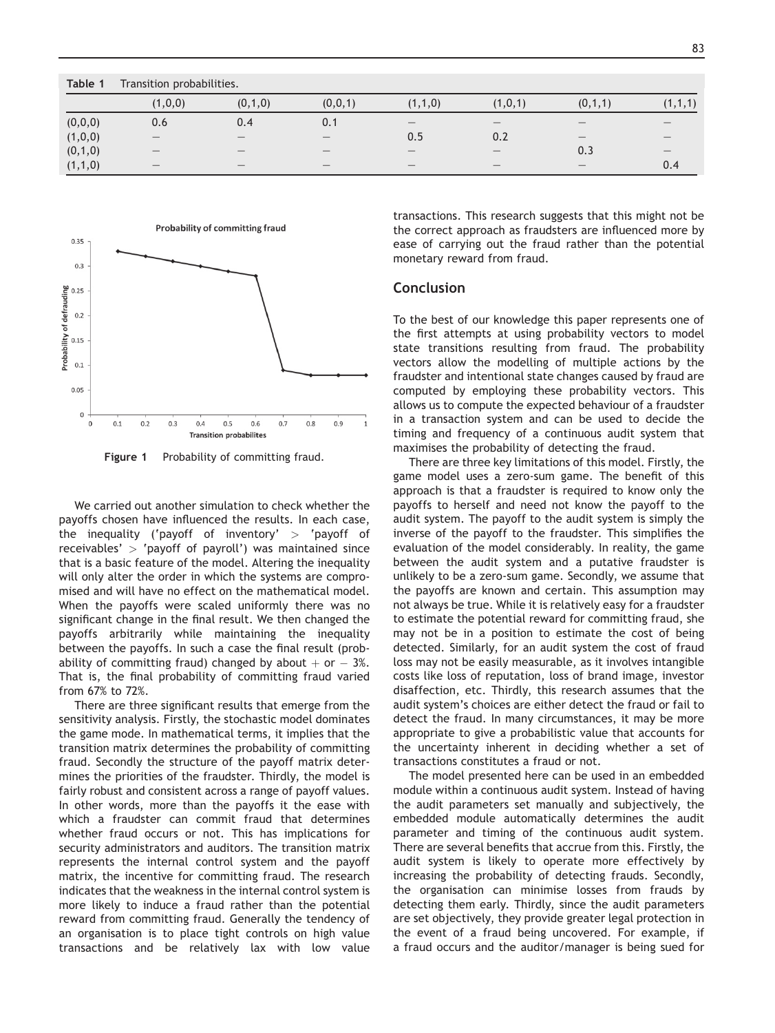**Table 1** Transition probabilities.

| | (1,0,0) | (0,1,0) | (0,0,1) | (1,1,0) | (1,0,1) | (0,1,1) | (1,1,1) |
|---|---|---|---|---|---|---|---|
| (0,0,0) | 0.6 | 0.4 | 0.1 | — | — | — | — |
| (1,0,0) | — | — | — | 0.5 | 0.2 | — | — |
| (0,1,0) | — | — | — | — | — | 0.3 | — |
| (1,1,0) | — | — | — | — | — | — | 0.4 |

**Figure 1** Probability of committing fraud.

We carried out another simulation to check whether the payoffs chosen have influenced the results. In each case, the inequality ('payoff of inventory' > 'payoff of receivables' > 'payoff of payroll') was maintained since that is a basic feature of the model. Altering the inequality will only alter the order in which the systems are compromised and will have no effect on the mathematical model. When the payoffs were scaled uniformly there was no significant change in the final result. We then changed the payoffs arbitrarily while maintaining the inequality between the payoffs. In such a case the final result (probability of committing fraud) changed by about + or − 3%. That is, the final probability of committing fraud varied from 67% to 72%.

There are three significant results that emerge from the sensitivity analysis. Firstly, the stochastic model dominates the game mode. In mathematical terms, it implies that the transition matrix determines the probability of committing fraud. Secondly the structure of the payoff matrix determines the priorities of the fraudster. Thirdly, the model is fairly robust and consistent across a range of payoff values. In other words, more than the payoffs it the ease with which a fraudster can commit fraud that determines whether fraud occurs or not. This has implications for security administrators and auditors. The transition matrix represents the internal control system and the payoff matrix, the incentive for committing fraud. The research indicates that the weakness in the internal control system is more likely to induce a fraud rather than the potential reward from committing fraud. Generally the tendency of an organisation is to place tight controls on high value transactions and be relatively lax with low value transactions. This research suggests that this might not be the correct approach as fraudsters are influenced more by ease of carrying out the fraud rather than the potential monetary reward from fraud.

## Conclusion

To the best of our knowledge this paper represents one of the first attempts at using probability vectors to model state transitions resulting from fraud. The probability vectors allow the modelling of multiple actions by the fraudster and intentional state changes caused by fraud are computed by employing these probability vectors. This allows us to compute the expected behaviour of a fraudster in a transaction system and can be used to decide the timing and frequency of a continuous audit system that maximises the probability of detecting the fraud.

There are three key limitations of this model. Firstly, the game model uses a zero-sum game. The benefit of this approach is that a fraudster is required to know only the payoffs to herself and need not know the payoff to the audit system. The payoff to the audit system is simply the inverse of the payoff to the fraudster. This simplifies the evaluation of the model considerably. In reality, the game between the audit system and a putative fraudster is unlikely to be a zero-sum game. Secondly, we assume that the payoffs are known and certain. This assumption may not always be true. While it is relatively easy for a fraudster to estimate the potential reward for committing fraud, she may not be in a position to estimate the cost of being detected. Similarly, for an audit system the cost of fraud loss may not be easily measurable, as it involves intangible costs like loss of reputation, loss of brand image, investor disaffection, etc. Thirdly, this research assumes that the audit system's choices are either detect the fraud or fail to detect the fraud. In many circumstances, it may be more appropriate to give a probabilistic value that accounts for the uncertainty inherent in deciding whether a set of transactions constitutes a fraud or not.

The model presented here can be used in an embedded module within a continuous audit system. Instead of having the audit parameters set manually and subjectively, the embedded module automatically determines the audit parameter and timing of the continuous audit system. There are several benefits that accrue from this. Firstly, the audit system is likely to operate more effectively by increasing the probability of detecting frauds. Secondly, the organisation can minimise losses from frauds by detecting them early. Thirdly, since the audit parameters are set objectively, they provide greater legal protection in the event of a fraud being uncovered. For example, if a fraud occurs and the auditor/manager is being sued for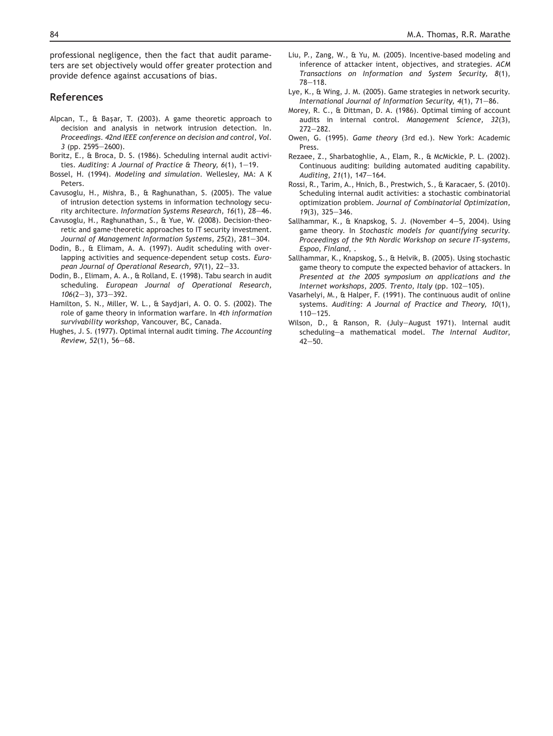professional negligence, then the fact that audit parameters are set objectively would offer greater protection and provide defence against accusations of bias.

## References

Alpcan, T., & Başar, T. (2003). A game theoretic approach to decision and analysis in network intrusion detection. In. *Proceedings. 42nd IEEE conference on decision and control, Vol. 3* (pp. 2595—2600).

Boritz, E., & Broca, D. S. (1986). Scheduling internal audit activities. *Auditing: A Journal of Practice & Theory, 6*(1), 1—19.

Bossel, H. (1994). *Modeling and simulation*. Wellesley, MA: A K Peters.

Cavusoglu, H., Mishra, B., & Raghunathan, S. (2005). The value of intrusion detection systems in information technology security architecture. *Information Systems Research, 16*(1), 28—46.

Cavusoglu, H., Raghunathan, S., & Yue, W. (2008). Decision-theoretic and game-theoretic approaches to IT security investment. *Journal of Management Information Systems, 25*(2), 281—304.

Dodin, B., & Elimam, A. A. (1997). Audit scheduling with overlapping activities and sequence-dependent setup costs. *European Journal of Operational Research, 97*(1), 22—33.

Dodin, B., Elimam, A. A., & Rolland, E. (1998). Tabu search in audit scheduling. *European Journal of Operational Research, 106*(2—3), 373—392.

Hamilton, S. N., Miller, W. L., & Saydjari, A. O. O. S. (2002). The role of game theory in information warfare. In *4th information survivability workshop*, Vancouver, BC, Canada.

Hughes, J. S. (1977). Optimal internal audit timing. *The Accounting Review, 52*(1), 56—68.

Liu, P., Zang, W., & Yu, M. (2005). Incentive-based modeling and inference of attacker intent, objectives, and strategies. *ACM Transactions on Information and System Security, 8*(1), 78—118.

Lye, K., & Wing, J. M. (2005). Game strategies in network security. *International Journal of Information Security, 4*(1), 71—86.

Morey, R. C., & Dittman, D. A. (1986). Optimal timing of account audits in internal control. *Management Science, 32*(3), 272—282.

Owen, G. (1995). *Game theory* (3rd ed.). New York: Academic Press.

Rezaee, Z., Sharbatoghlie, A., Elam, R., & McMickle, P. L. (2002). Continuous auditing: building automated auditing capability. *Auditing, 21*(1), 147—164.

Rossi, R., Tarim, A., Hnich, B., Prestwich, S., & Karacaer, S. (2010). Scheduling internal audit activities: a stochastic combinatorial optimization problem. *Journal of Combinatorial Optimization, 19*(3), 325—346.

Sallhammar, K., & Knapskog, S. J. (November 4—5, 2004). Using game theory. In *Stochastic models for quantifying security. Proceedings of the 9th Nordic Workshop on secure IT-systems, Espoo, Finland,* .

Sallhammar, K., Knapskog, S., & Helvik, B. (2005). Using stochastic game theory to compute the expected behavior of attackers. In *Presented at the 2005 symposium on applications and the Internet workshops, 2005. Trento, Italy* (pp. 102—105).

Vasarhelyi, M., & Halper, F. (1991). The continuous audit of online systems. *Auditing: A Journal of Practice and Theory, 10*(1), 110—125.

Wilson, D., & Ranson, R. (July—August 1971). Internal audit scheduling—a mathematical model. *The Internal Auditor*, 42—50.